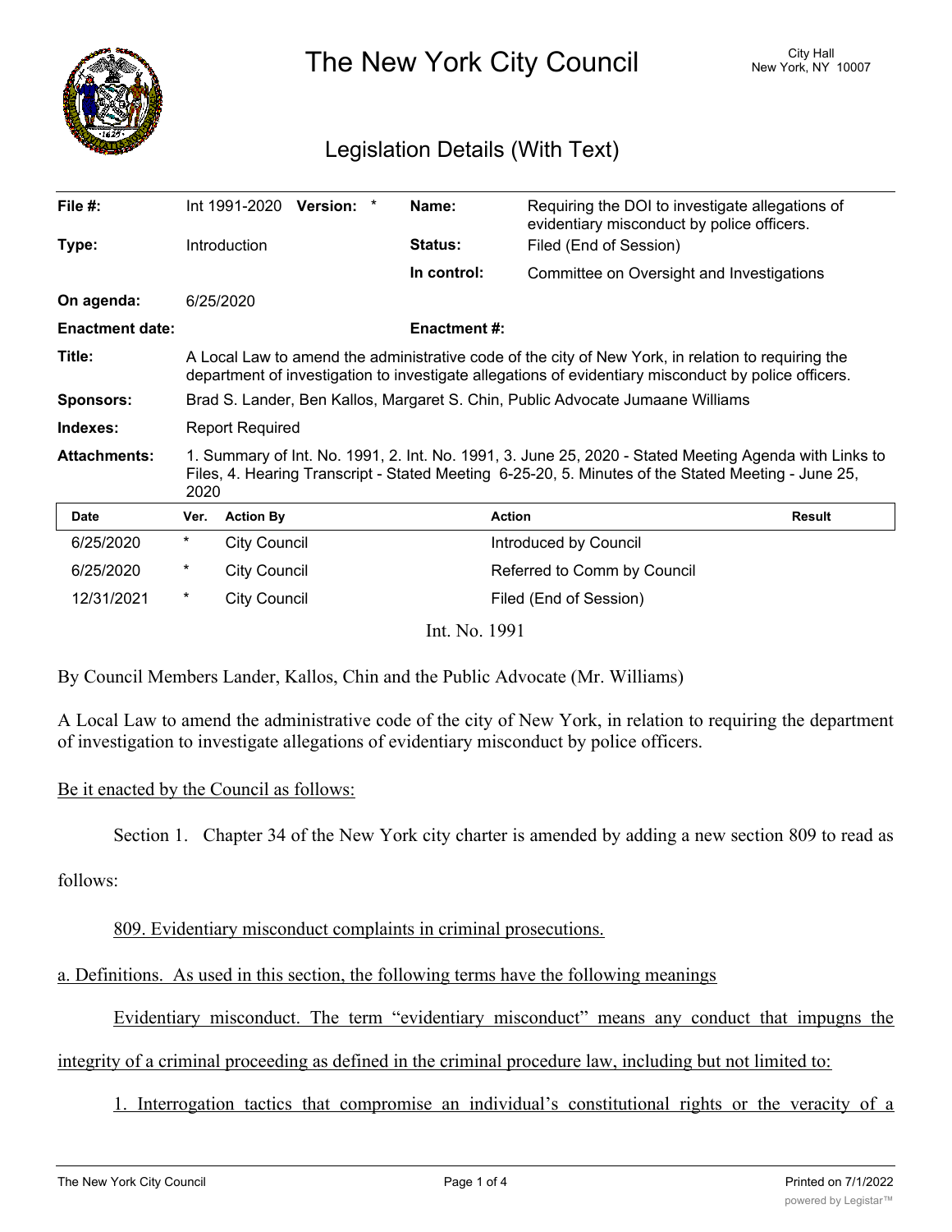# The New York City Council

City Hall
New York, NY 10007

## Legislation Details (With Text)

| | | | |
|---|---|---|---|
| **File #:** | Int 1991-2020 **Version:** * | **Name:** | Requiring the DOI to investigate allegations of evidentiary misconduct by police officers. |
| **Type:** | Introduction | **Status:** | Filed (End of Session) |
| | | **In control:** | Committee on Oversight and Investigations |
| **On agenda:** | 6/25/2020 | | |
| **Enactment date:** | | **Enactment #:** | |
| **Title:** | A Local Law to amend the administrative code of the city of New York, in relation to requiring the department of investigation to investigate allegations of evidentiary misconduct by police officers. | | |
| **Sponsors:** | Brad S. Lander, Ben Kallos, Margaret S. Chin, Public Advocate Jumaane Williams | | |
| **Indexes:** | Report Required | | |
| **Attachments:** | 1. Summary of Int. No. 1991, 2. Int. No. 1991, 3. June 25, 2020 - Stated Meeting Agenda with Links to Files, 4. Hearing Transcript - Stated Meeting 6-25-20, 5. Minutes of the Stated Meeting - June 25, 2020 | | |

| Date | Ver. | Action By | Action | Result |
|---|---|---|---|---|
| 6/25/2020 | * | City Council | Introduced by Council | |
| 6/25/2020 | * | City Council | Referred to Comm by Council | |
| 12/31/2021 | * | City Council | Filed (End of Session) | |

Int. No. 1991

By Council Members Lander, Kallos, Chin and the Public Advocate (Mr. Williams)

A Local Law to amend the administrative code of the city of New York, in relation to requiring the department of investigation to investigate allegations of evidentiary misconduct by police officers.

Be it enacted by the Council as follows:

Section 1. Chapter 34 of the New York city charter is amended by adding a new section 809 to read as follows:

809. Evidentiary misconduct complaints in criminal prosecutions.

a. Definitions. As used in this section, the following terms have the following meanings

Evidentiary misconduct. The term "evidentiary misconduct" means any conduct that impugns the integrity of a criminal proceeding as defined in the criminal procedure law, including but not limited to:

1. Interrogation tactics that compromise an individual's constitutional rights or the veracity of a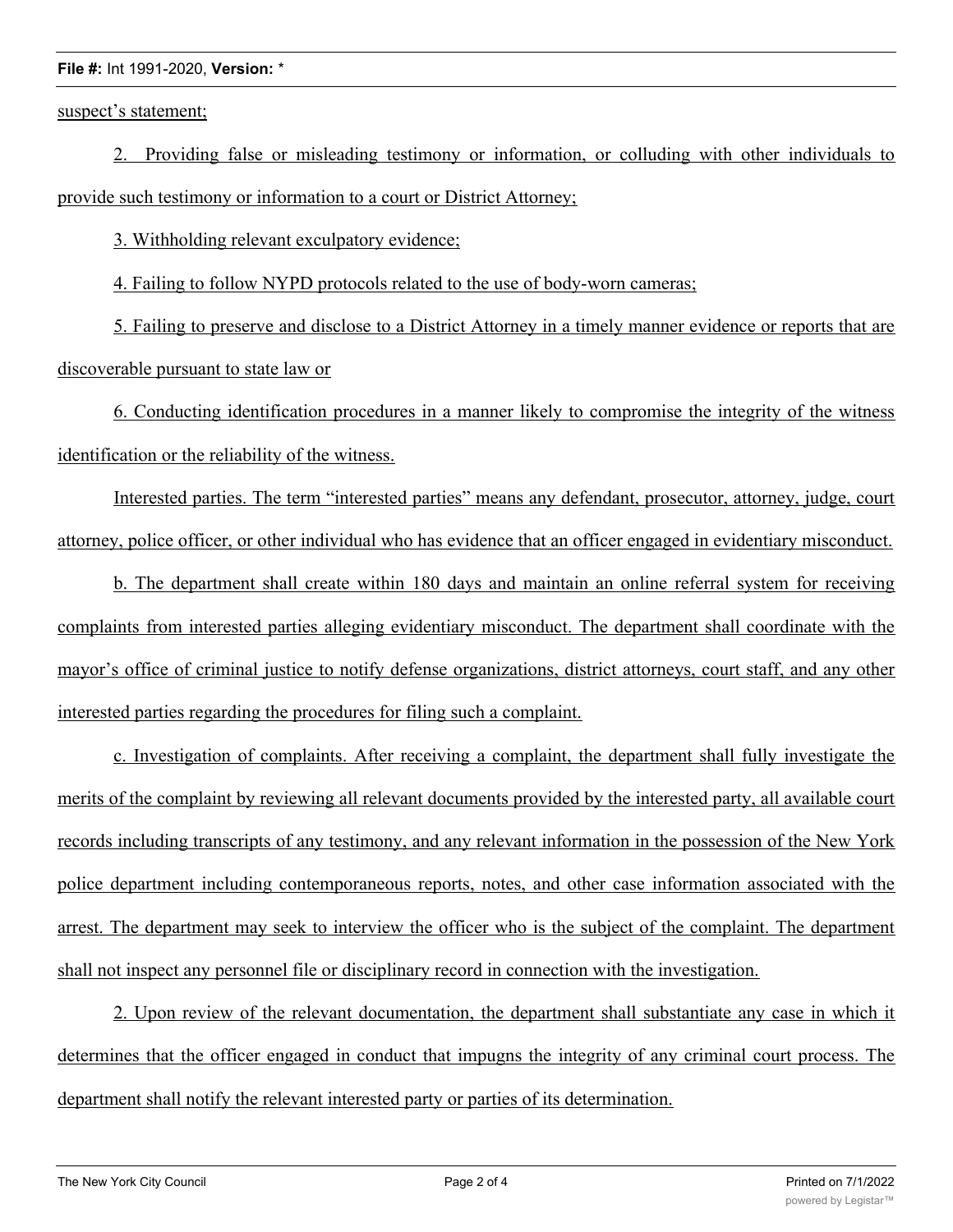suspect's statement;

2. Providing false or misleading testimony or information, or colluding with other individuals to provide such testimony or information to a court or District Attorney;

3. Withholding relevant exculpatory evidence;

4. Failing to follow NYPD protocols related to the use of body-worn cameras;

5. Failing to preserve and disclose to a District Attorney in a timely manner evidence or reports that are discoverable pursuant to state law or

6. Conducting identification procedures in a manner likely to compromise the integrity of the witness identification or the reliability of the witness.

Interested parties. The term "interested parties" means any defendant, prosecutor, attorney, judge, court attorney, police officer, or other individual who has evidence that an officer engaged in evidentiary misconduct.

b. The department shall create within 180 days and maintain an online referral system for receiving complaints from interested parties alleging evidentiary misconduct. The department shall coordinate with the mayor's office of criminal justice to notify defense organizations, district attorneys, court staff, and any other interested parties regarding the procedures for filing such a complaint.

c. Investigation of complaints. After receiving a complaint, the department shall fully investigate the merits of the complaint by reviewing all relevant documents provided by the interested party, all available court records including transcripts of any testimony, and any relevant information in the possession of the New York police department including contemporaneous reports, notes, and other case information associated with the arrest. The department may seek to interview the officer who is the subject of the complaint. The department shall not inspect any personnel file or disciplinary record in connection with the investigation.

2. Upon review of the relevant documentation, the department shall substantiate any case in which it determines that the officer engaged in conduct that impugns the integrity of any criminal court process. The department shall notify the relevant interested party or parties of its determination.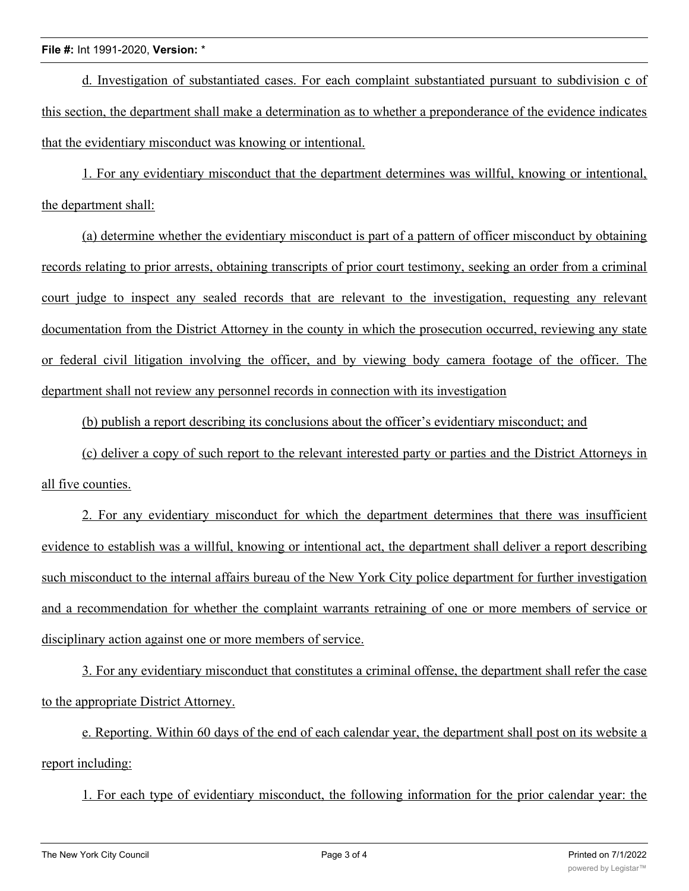d. Investigation of substantiated cases. For each complaint substantiated pursuant to subdivision c of this section, the department shall make a determination as to whether a preponderance of the evidence indicates that the evidentiary misconduct was knowing or intentional.

1. For any evidentiary misconduct that the department determines was willful, knowing or intentional, the department shall:

(a) determine whether the evidentiary misconduct is part of a pattern of officer misconduct by obtaining records relating to prior arrests, obtaining transcripts of prior court testimony, seeking an order from a criminal court judge to inspect any sealed records that are relevant to the investigation, requesting any relevant documentation from the District Attorney in the county in which the prosecution occurred, reviewing any state or federal civil litigation involving the officer, and by viewing body camera footage of the officer. The department shall not review any personnel records in connection with its investigation

(b) publish a report describing its conclusions about the officer's evidentiary misconduct; and

(c) deliver a copy of such report to the relevant interested party or parties and the District Attorneys in all five counties.

2. For any evidentiary misconduct for which the department determines that there was insufficient evidence to establish was a willful, knowing or intentional act, the department shall deliver a report describing such misconduct to the internal affairs bureau of the New York City police department for further investigation and a recommendation for whether the complaint warrants retraining of one or more members of service or disciplinary action against one or more members of service.

3. For any evidentiary misconduct that constitutes a criminal offense, the department shall refer the case to the appropriate District Attorney.

e. Reporting. Within 60 days of the end of each calendar year, the department shall post on its website a report including:

1. For each type of evidentiary misconduct, the following information for the prior calendar year: the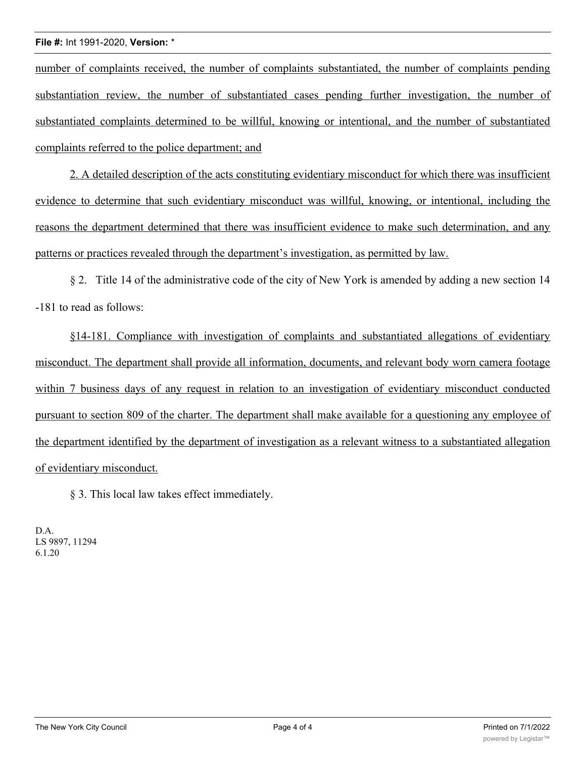number of complaints received, the number of complaints substantiated, the number of complaints pending substantiation review, the number of substantiated cases pending further investigation, the number of substantiated complaints determined to be willful, knowing or intentional, and the number of substantiated complaints referred to the police department; and

2. A detailed description of the acts constituting evidentiary misconduct for which there was insufficient evidence to determine that such evidentiary misconduct was willful, knowing, or intentional, including the reasons the department determined that there was insufficient evidence to make such determination, and any patterns or practices revealed through the department's investigation, as permitted by law.

§ 2. Title 14 of the administrative code of the city of New York is amended by adding a new section 14 -181 to read as follows:

§14-181. Compliance with investigation of complaints and substantiated allegations of evidentiary misconduct. The department shall provide all information, documents, and relevant body worn camera footage within 7 business days of any request in relation to an investigation of evidentiary misconduct conducted pursuant to section 809 of the charter. The department shall make available for a questioning any employee of the department identified by the department of investigation as a relevant witness to a substantiated allegation of evidentiary misconduct.

§ 3. This local law takes effect immediately.

D.A.
LS 9897, 11294
6.1.20